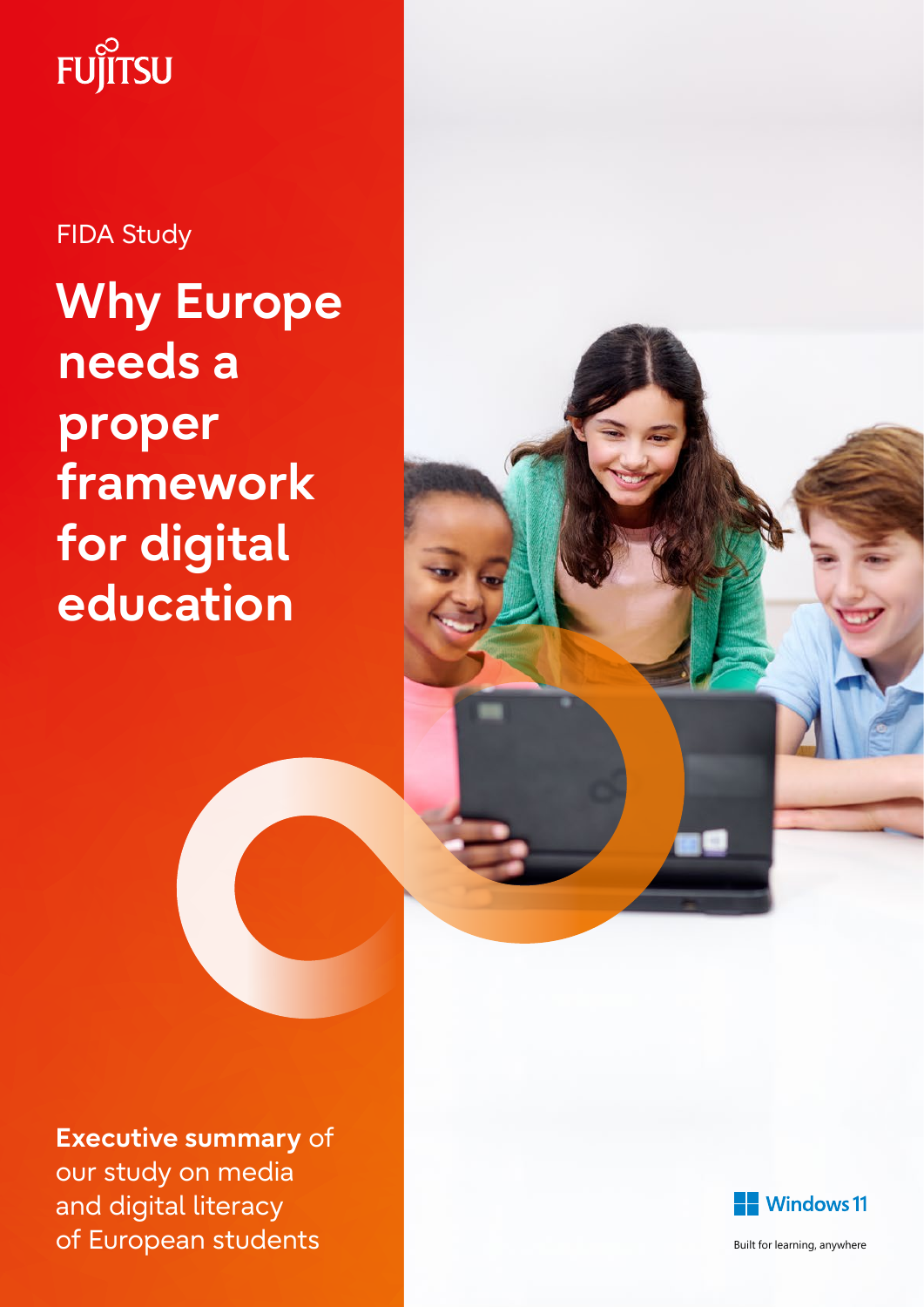FUJITSU

FIDA Study

# Why Europe needs a proper framework for digital education

**Executive summary** of our study on media and digital literacy of European students

Windows 11

Built for learning, anywhere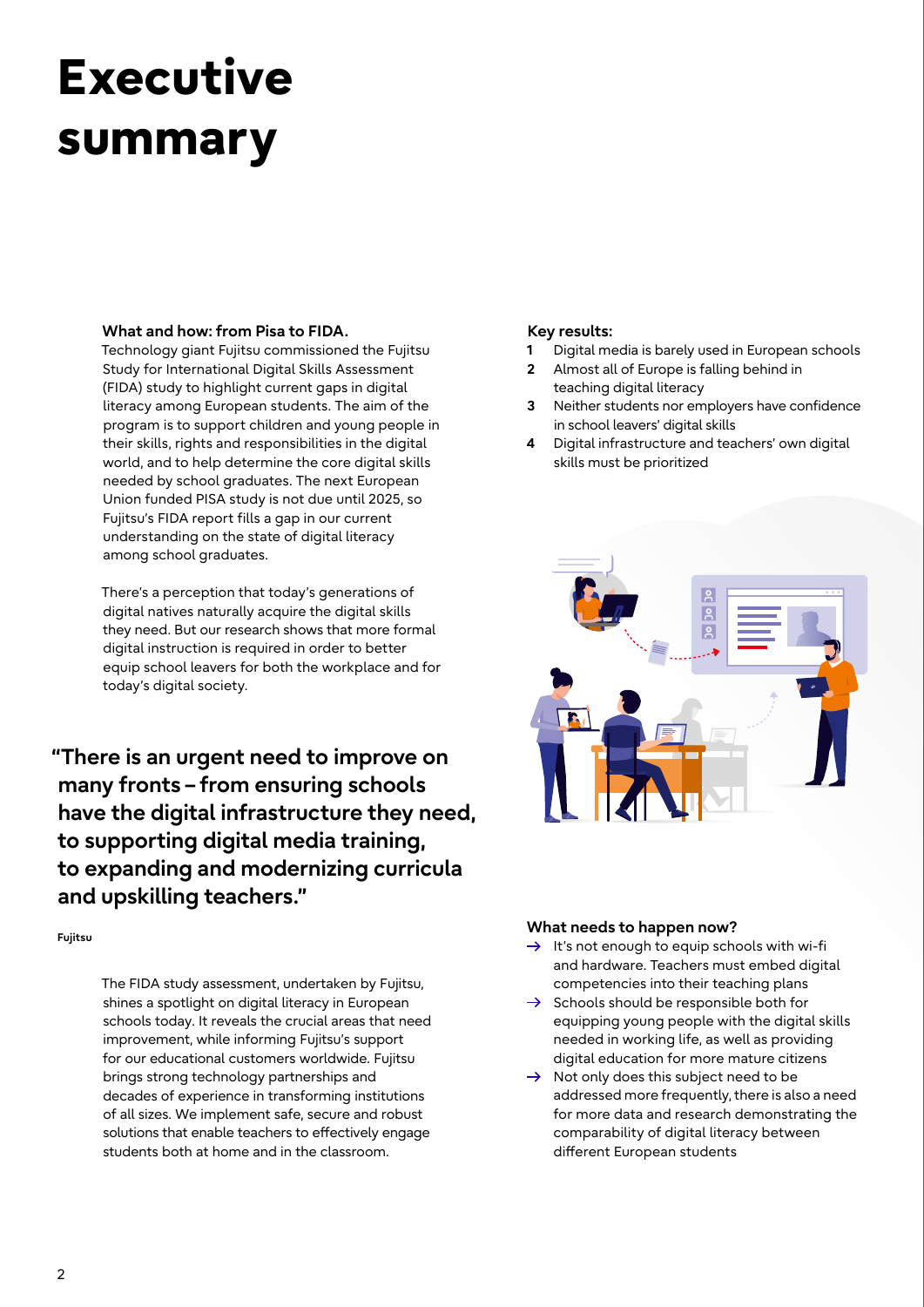# Executive summary

**What and how: from Pisa to FIDA.**
Technology giant Fujitsu commissioned the Fujitsu Study for International Digital Skills Assessment (FIDA) study to highlight current gaps in digital literacy among European students. The aim of the program is to support children and young people in their skills, rights and responsibilities in the digital world, and to help determine the core digital skills needed by school graduates. The next European Union funded PISA study is not due until 2025, so Fujitsu's FIDA report fills a gap in our current understanding on the state of digital literacy among school graduates.

There's a perception that today's generations of digital natives naturally acquire the digital skills they need. But our research shows that more formal digital instruction is required in order to better equip school leavers for both the workplace and for today's digital society.

> **"There is an urgent need to improve on many fronts – from ensuring schools have the digital infrastructure they need, to supporting digital media training, to expanding and modernizing curricula and upskilling teachers."**
>
> **Fujitsu**

The FIDA study assessment, undertaken by Fujitsu, shines a spotlight on digital literacy in European schools today. It reveals the crucial areas that need improvement, while informing Fujitsu's support for our educational customers worldwide. Fujitsu brings strong technology partnerships and decades of experience in transforming institutions of all sizes. We implement safe, secure and robust solutions that enable teachers to effectively engage students both at home and in the classroom.

**Key results:**

1. Digital media is barely used in European schools
2. Almost all of Europe is falling behind in teaching digital literacy
3. Neither students nor employers have confidence in school leavers' digital skills
4. Digital infrastructure and teachers' own digital skills must be prioritized

**What needs to happen now?**

- → It's not enough to equip schools with wi-fi and hardware. Teachers must embed digital competencies into their teaching plans
- → Schools should be responsible both for equipping young people with the digital skills needed in working life, as well as providing digital education for more mature citizens
- → Not only does this subject need to be addressed more frequently, there is also a need for more data and research demonstrating the comparability of digital literacy between different European students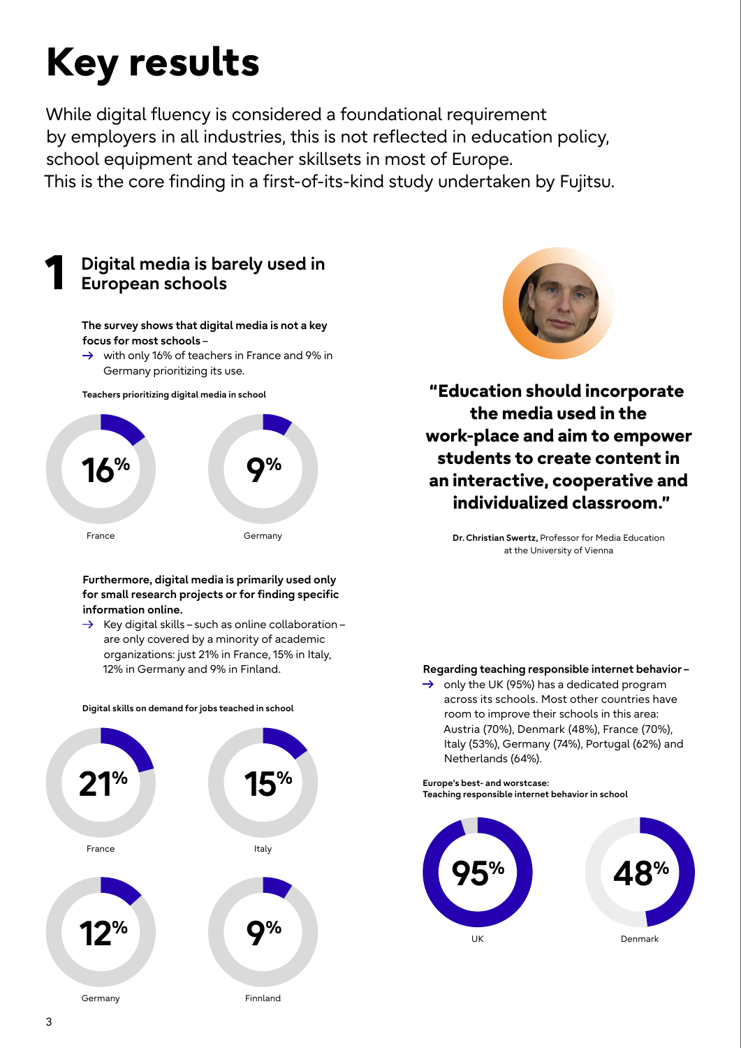# Key results

While digital fluency is considered a foundational requirement by employers in all industries, this is not reflected in education policy, school equipment and teacher skillsets in most of Europe. This is the core finding in a first-of-its-kind study undertaken by Fujitsu.

## 1 Digital media is barely used in European schools

**The survey shows that digital media is not a key focus for most schools –**

→ with only 16% of teachers in France and 9% in Germany prioritizing its use.

**Teachers prioritizing digital media in school**

| Country | Share |
|---|---|
| France | 16% |
| Germany | 9% |

**Furthermore, digital media is primarily used only for small research projects or for finding specific information online.**

→ Key digital skills – such as online collaboration – are only covered by a minority of academic organizations: just 21% in France, 15% in Italy, 12% in Germany and 9% in Finland.

**Digital skills on demand for jobs teached in school**

| Country | Share |
|---|---|
| France | 21% |
| Italy | 15% |
| Germany | 12% |
| Finnland | 9% |

**"Education should incorporate the media used in the work-place and aim to empower students to create content in an interactive, cooperative and individualized classroom."**

**Dr. Christian Swertz,** Professor for Media Education at the University of Vienna

**Regarding teaching responsible internet behavior –**

→ only the UK (95%) has a dedicated program across its schools. Most other countries have room to improve their schools in this area: Austria (70%), Denmark (48%), France (70%), Italy (53%), Germany (74%), Portugal (62%) and Netherlands (64%).

**Europe's best- and worstcase: Teaching responsible internet behavior in school**

| Country | Share |
|---|---|
| UK | 95% |
| Denmark | 48% |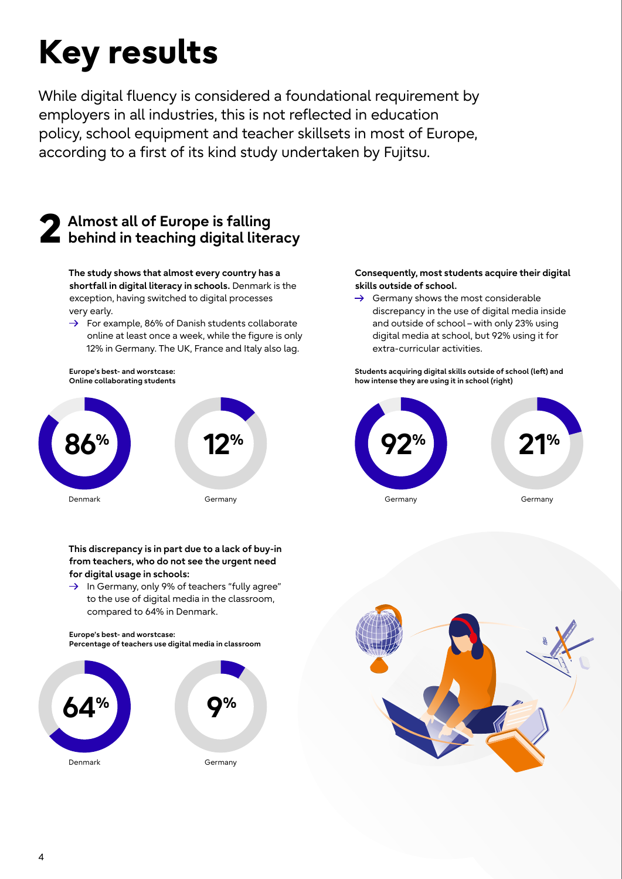# Key results

While digital fluency is considered a foundational requirement by employers in all industries, this is not reflected in education policy, school equipment and teacher skillsets in most of Europe, according to a first of its kind study undertaken by Fujitsu.

## 2 Almost all of Europe is falling behind in teaching digital literacy

**The study shows that almost every country has a shortfall in digital literacy in schools.** Denmark is the exception, having switched to digital processes very early.

- → For example, 86% of Danish students collaborate online at least once a week, while the figure is only 12% in Germany. The UK, France and Italy also lag.

**Europe's best- and worstcase: Online collaborating students**

86% Denmark

12% Germany

**This discrepancy is in part due to a lack of buy-in from teachers, who do not see the urgent need for digital usage in schools:**

- → In Germany, only 9% of teachers "fully agree" to the use of digital media in the classroom, compared to 64% in Denmark.

**Europe's best- and worstcase: Percentage of teachers use digital media in classroom**

64% Denmark

9% Germany

**Consequently, most students acquire their digital skills outside of school.**

- → Germany shows the most considerable discrepancy in the use of digital media inside and outside of school – with only 23% using digital media at school, but 92% using it for extra-curricular activities.

**Students acquiring digital skills outside of school (left) and how intense they are using it in school (right)**

92% Germany

21% Germany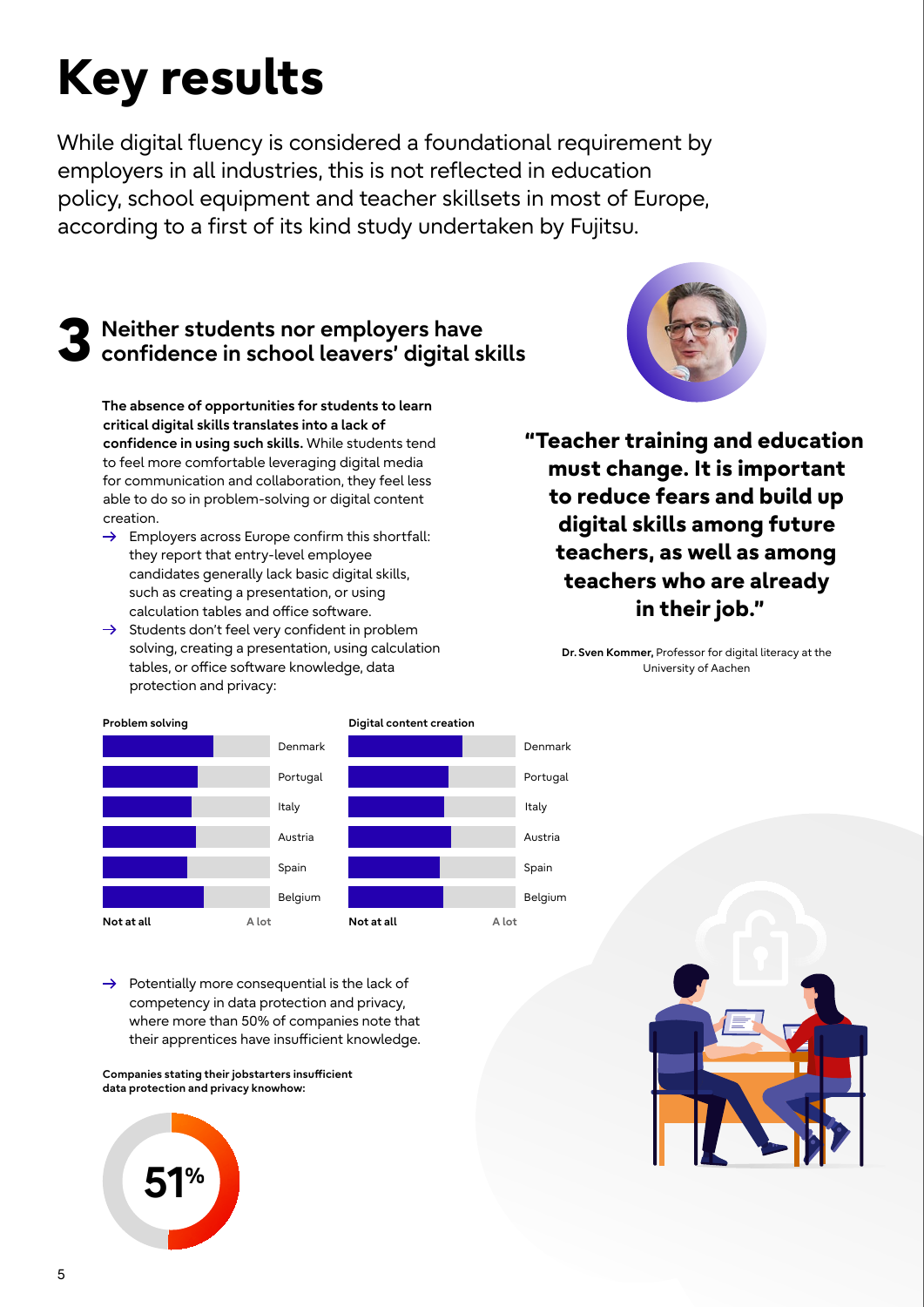# Key results

While digital fluency is considered a foundational requirement by employers in all industries, this is not reflected in education policy, school equipment and teacher skillsets in most of Europe, according to a first of its kind study undertaken by Fujitsu.

## 3 Neither students nor employers have confidence in school leavers' digital skills

**The absence of opportunities for students to learn critical digital skills translates into a lack of confidence in using such skills.** While students tend to feel more comfortable leveraging digital media for communication and collaboration, they feel less able to do so in problem-solving or digital content creation.

- → Employers across Europe confirm this shortfall: they report that entry-level employee candidates generally lack basic digital skills, such as creating a presentation, or using calculation tables and office software.
- → Students don't feel very confident in problem solving, creating a presentation, using calculation tables, or office software knowledge, data protection and privacy:

**Problem solving**

- Denmark
- Portugal
- Italy
- Austria
- Spain
- Belgium

Not at all — A lot

**Digital content creation**

- Denmark
- Portugal
- Italy
- Austria
- Spain
- Belgium

Not at all — A lot

- → Potentially more consequential is the lack of competency in data protection and privacy, where more than 50% of companies note that their apprentices have insufficient knowledge.

**Companies stating their jobstarters insufficient data protection and privacy knowhow:**

51%

> **"Teacher training and education must change. It is important to reduce fears and build up digital skills among future teachers, as well as among teachers who are already in their job."**
>
> **Dr. Sven Kommer,** Professor for digital literacy at the University of Aachen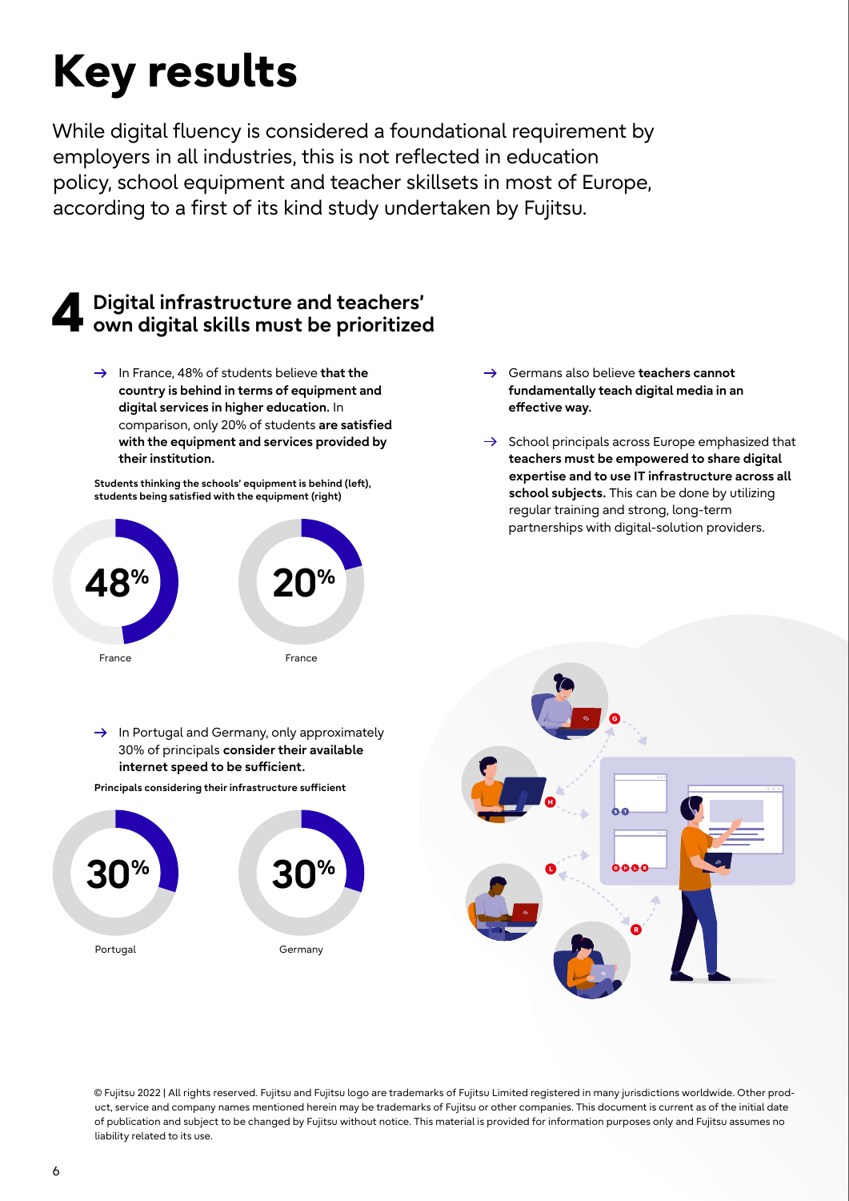# Key results

While digital fluency is considered a foundational requirement by employers in all industries, this is not reflected in education policy, school equipment and teacher skillsets in most of Europe, according to a first of its kind study undertaken by Fujitsu.

## 4 Digital infrastructure and teachers' own digital skills must be prioritized

→ In France, 48% of students believe **that the country is behind in terms of equipment and digital services in higher education.** In comparison, only 20% of students **are satisfied with the equipment and services provided by their institution.**

**Students thinking the schools' equipment is behind (left), students being satisfied with the equipment (right)**

48%
France

20%
France

→ In Portugal and Germany, only approximately 30% of principals **consider their available internet speed to be sufficient.**

**Principals considering their infrastructure sufficient**

30%
Portugal

30%
Germany

→ Germans also believe **teachers cannot fundamentally teach digital media in an effective way.**

→ School principals across Europe emphasized that **teachers must be empowered to share digital expertise and to use IT infrastructure across all school subjects.** This can be done by utilizing regular training and strong, long-term partnerships with digital-solution providers.

© Fujitsu 2022 | All rights reserved. Fujitsu and Fujitsu logo are trademarks of Fujitsu Limited registered in many jurisdictions worldwide. Other product, service and company names mentioned herein may be trademarks of Fujitsu or other companies. This document is current as of the initial date of publication and subject to be changed by Fujitsu without notice. This material is provided for information purposes only and Fujitsu assumes no liability related to its use.